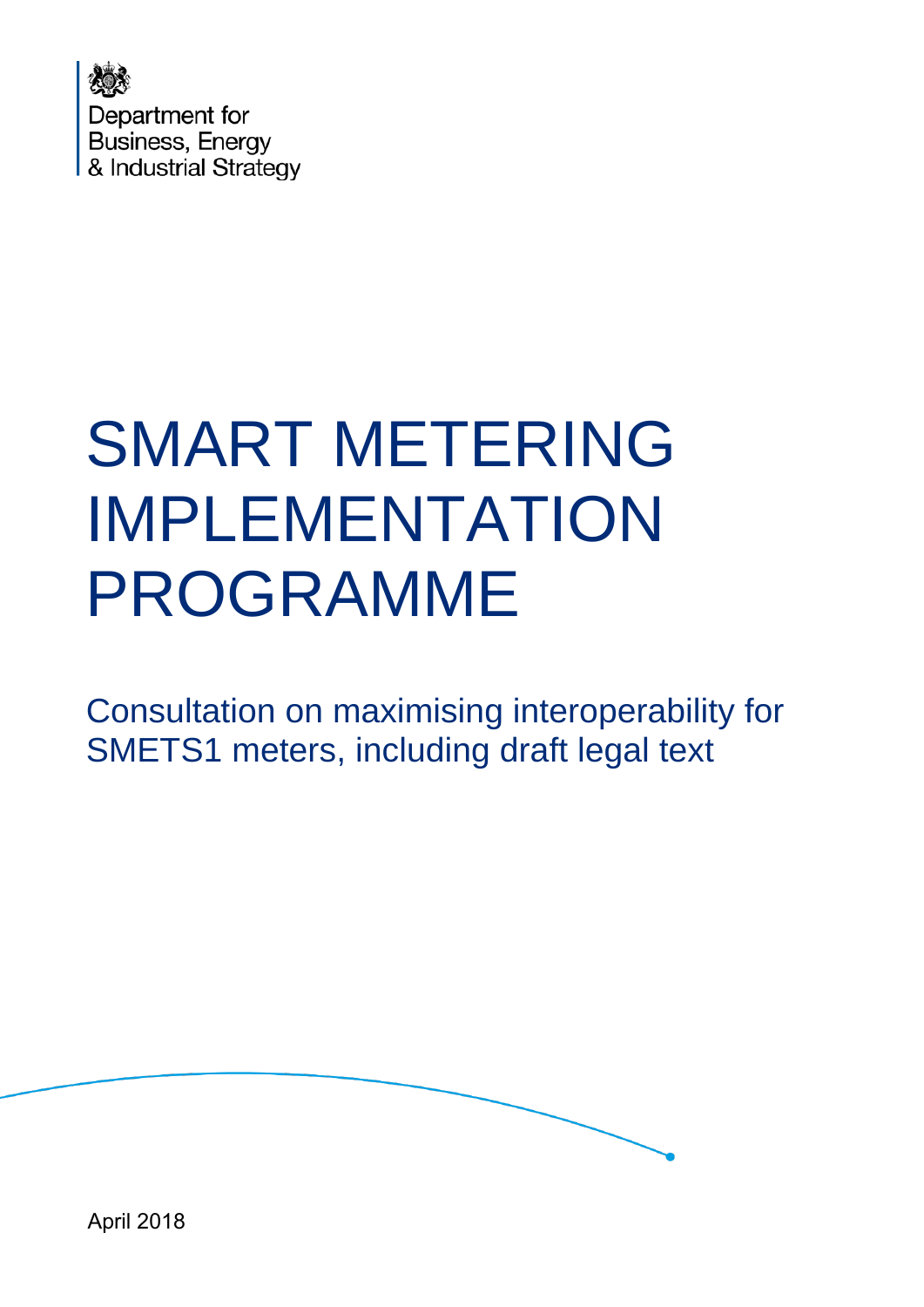Department for
Business, Energy
& Industrial Strategy

# SMART METERING IMPLEMENTATION PROGRAMME

## Consultation on maximising interoperability for SMETS1 meters, including draft legal text

April 2018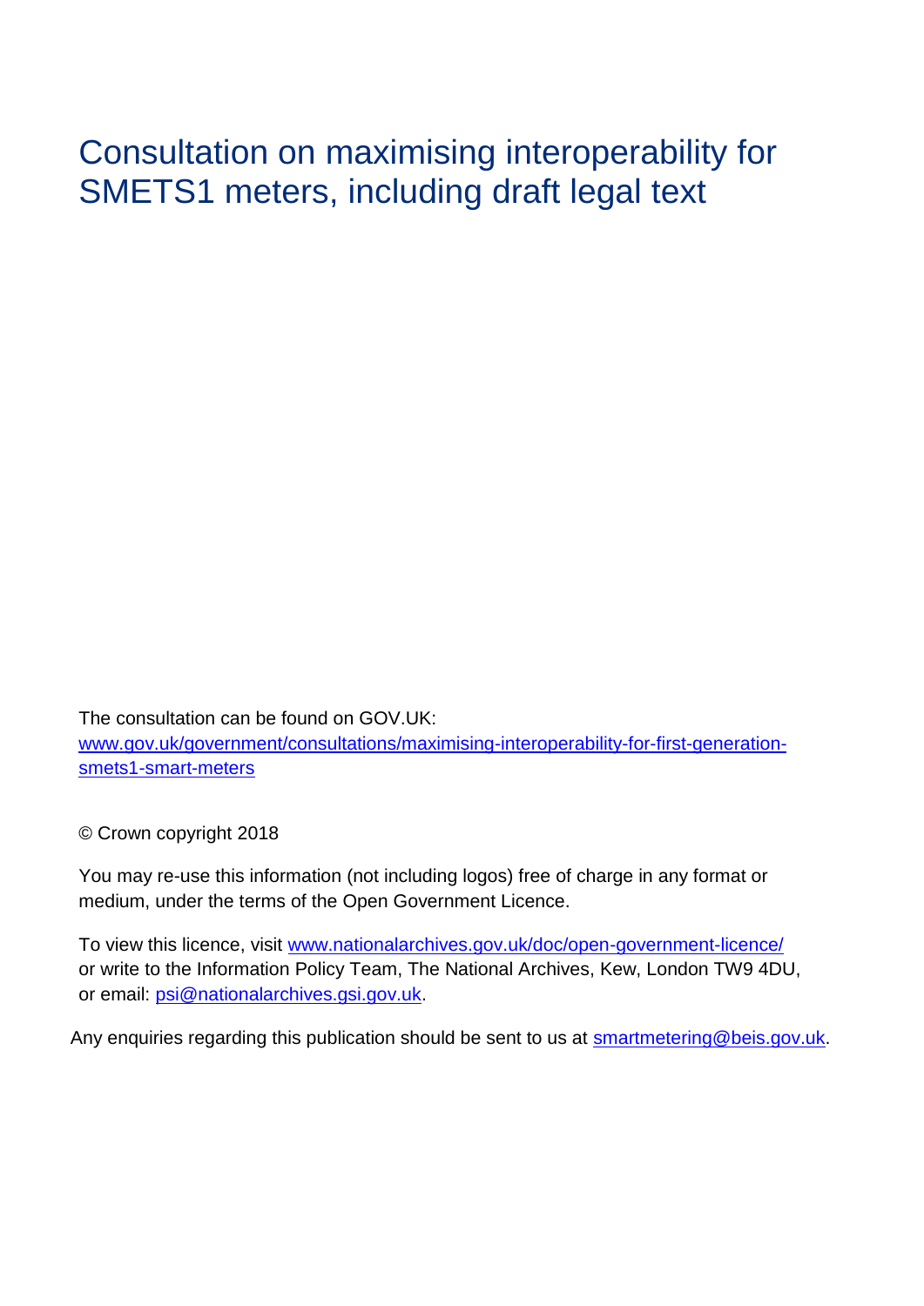# Consultation on maximising interoperability for SMETS1 meters, including draft legal text

The consultation can be found on GOV.UK: [www.gov.uk/government/consultations/maximising-interoperability-for-first-generation-smets1-smart-meters](www.gov.uk/government/consultations/maximising-interoperability-for-first-generation-smets1-smart-meters)

© Crown copyright 2018

You may re-use this information (not including logos) free of charge in any format or medium, under the terms of the Open Government Licence.

To view this licence, visit [www.nationalarchives.gov.uk/doc/open-government-licence/](www.nationalarchives.gov.uk/doc/open-government-licence/) or write to the Information Policy Team, The National Archives, Kew, London TW9 4DU, or email: [psi@nationalarchives.gsi.gov.uk](mailto:psi@nationalarchives.gsi.gov.uk).

Any enquiries regarding this publication should be sent to us at [smartmetering@beis.gov.uk](mailto:smartmetering@beis.gov.uk).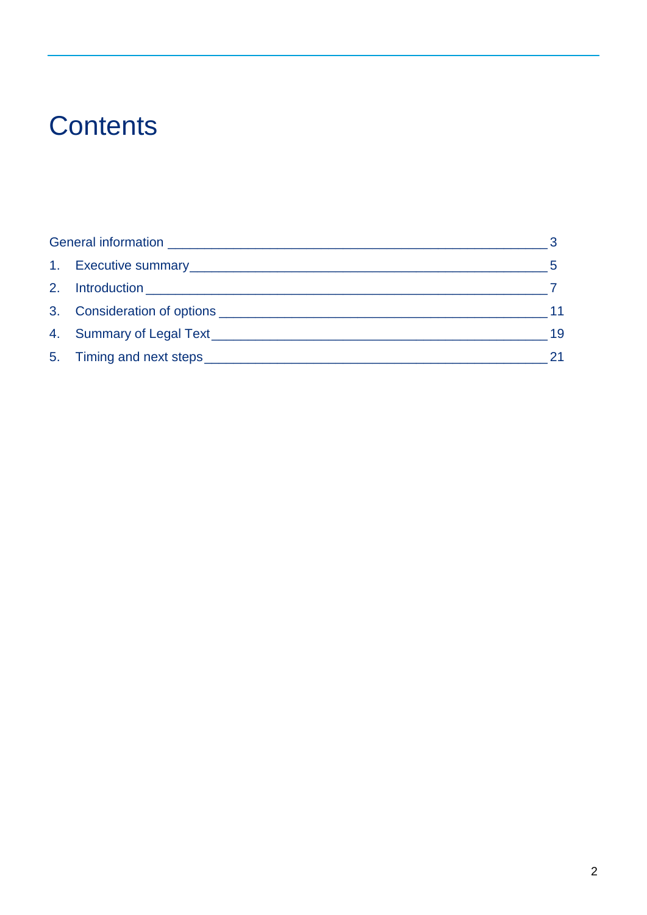# Contents

General information ______________________________________________ 3

1. Executive summary ______________________________________________ 5
2. Introduction ______________________________________________ 7
3. Consideration of options ______________________________________________ 11
4. Summary of Legal Text ______________________________________________ 19
5. Timing and next steps ______________________________________________ 21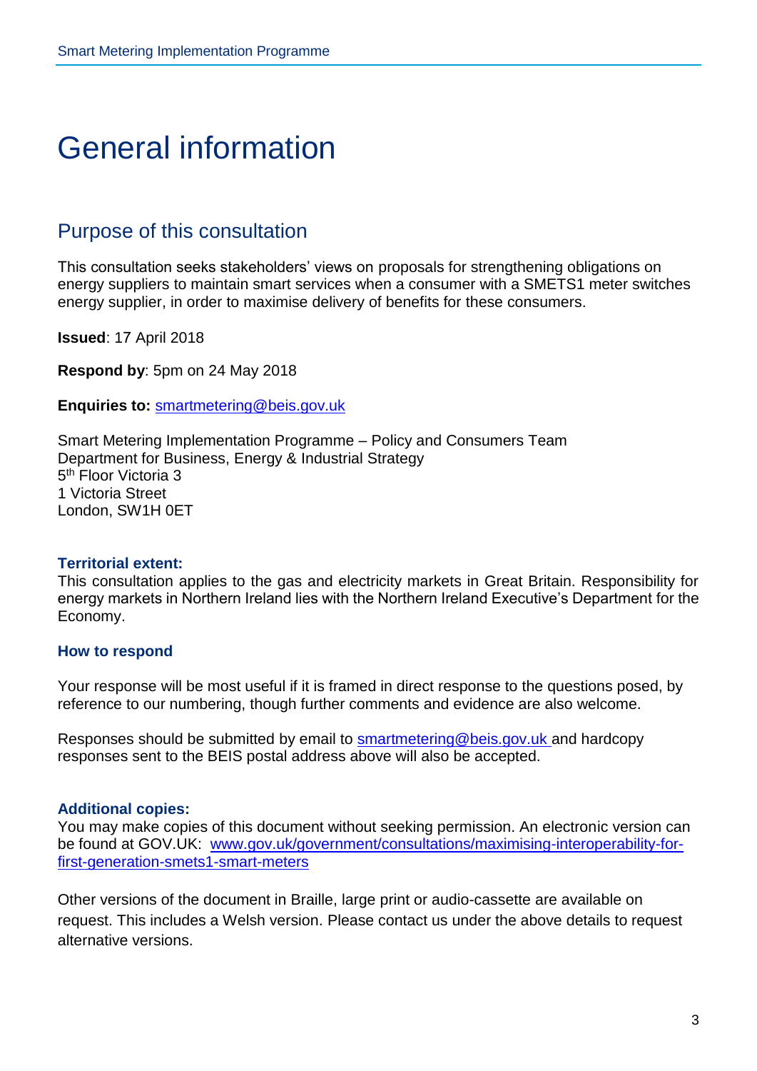# General information

## Purpose of this consultation

This consultation seeks stakeholders' views on proposals for strengthening obligations on energy suppliers to maintain smart services when a consumer with a SMETS1 meter switches energy supplier, in order to maximise delivery of benefits for these consumers.

**Issued**: 17 April 2018

**Respond by**: 5pm on 24 May 2018

**Enquiries to:** smartmetering@beis.gov.uk

Smart Metering Implementation Programme – Policy and Consumers Team
Department for Business, Energy & Industrial Strategy
5th Floor Victoria 3
1 Victoria Street
London, SW1H 0ET

### Territorial extent:

This consultation applies to the gas and electricity markets in Great Britain. Responsibility for energy markets in Northern Ireland lies with the Northern Ireland Executive's Department for the Economy.

### How to respond

Your response will be most useful if it is framed in direct response to the questions posed, by reference to our numbering, though further comments and evidence are also welcome.

Responses should be submitted by email to smartmetering@beis.gov.uk and hardcopy responses sent to the BEIS postal address above will also be accepted.

### Additional copies:

You may make copies of this document without seeking permission. An electronic version can be found at GOV.UK: www.gov.uk/government/consultations/maximising-interoperability-for-first-generation-smets1-smart-meters

Other versions of the document in Braille, large print or audio-cassette are available on request. This includes a Welsh version. Please contact us under the above details to request alternative versions.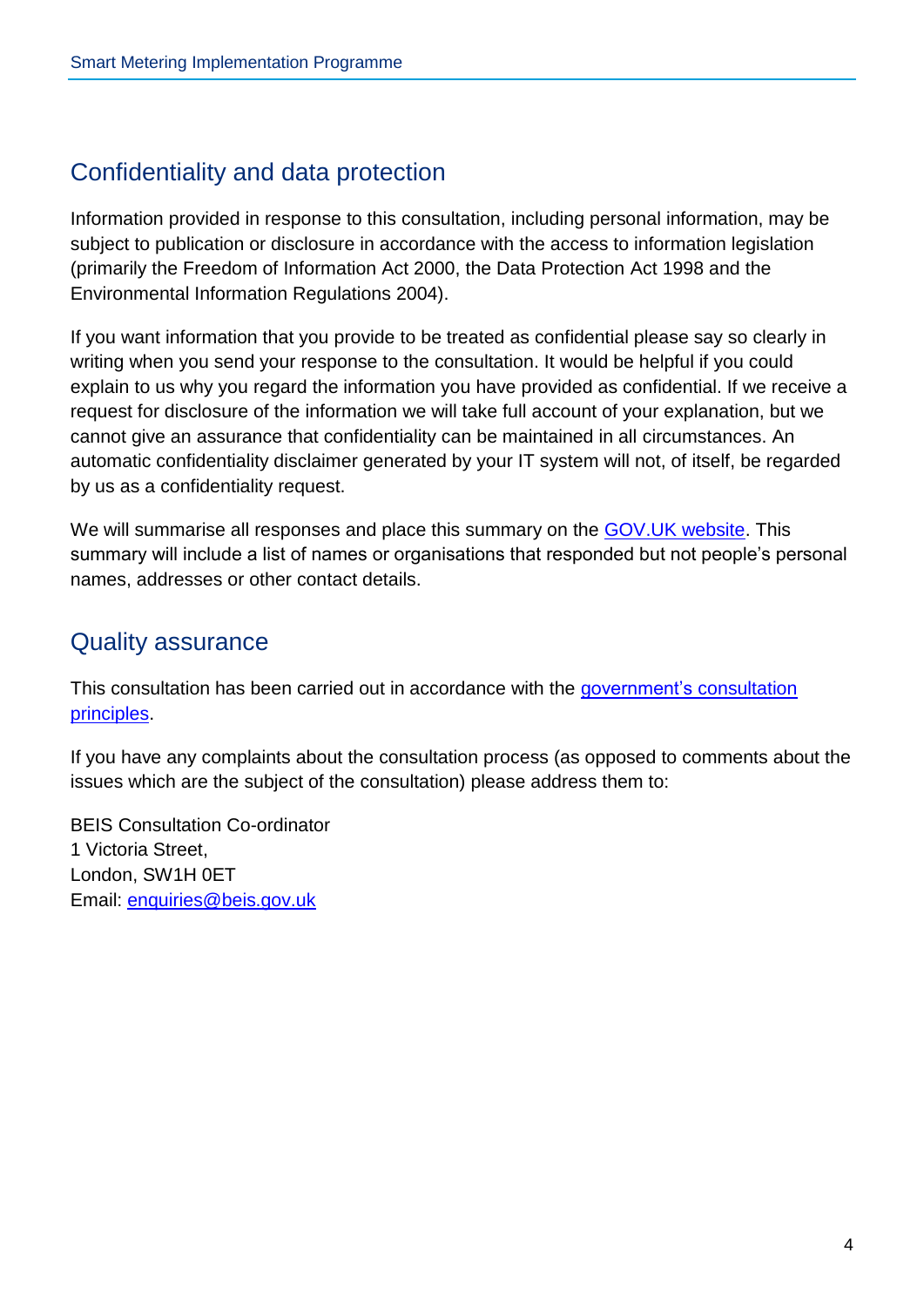## Confidentiality and data protection

Information provided in response to this consultation, including personal information, may be subject to publication or disclosure in accordance with the access to information legislation (primarily the Freedom of Information Act 2000, the Data Protection Act 1998 and the Environmental Information Regulations 2004).

If you want information that you provide to be treated as confidential please say so clearly in writing when you send your response to the consultation. It would be helpful if you could explain to us why you regard the information you have provided as confidential. If we receive a request for disclosure of the information we will take full account of your explanation, but we cannot give an assurance that confidentiality can be maintained in all circumstances. An automatic confidentiality disclaimer generated by your IT system will not, of itself, be regarded by us as a confidentiality request.

We will summarise all responses and place this summary on the GOV.UK website. This summary will include a list of names or organisations that responded but not people's personal names, addresses or other contact details.

## Quality assurance

This consultation has been carried out in accordance with the government's consultation principles.

If you have any complaints about the consultation process (as opposed to comments about the issues which are the subject of the consultation) please address them to:

BEIS Consultation Co-ordinator  
1 Victoria Street,  
London, SW1H 0ET  
Email: enquiries@beis.gov.uk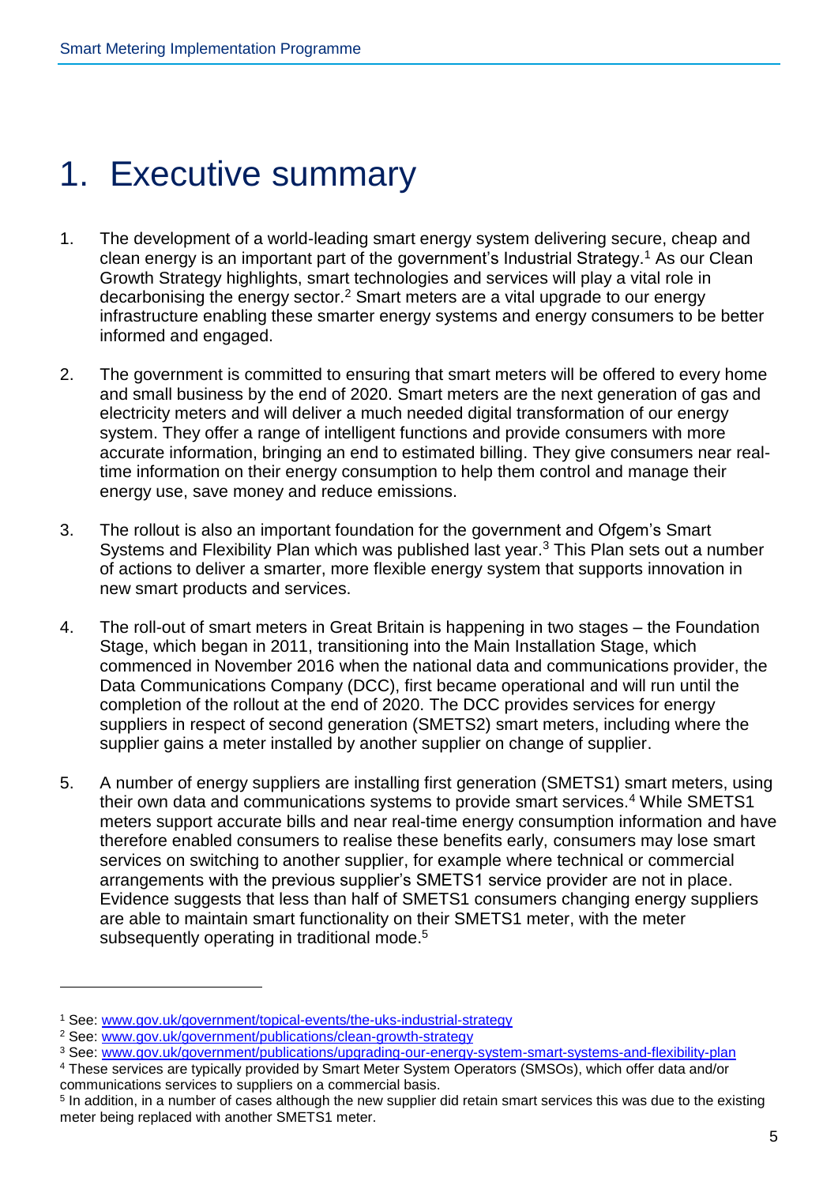# 1. Executive summary

1. The development of a world-leading smart energy system delivering secure, cheap and clean energy is an important part of the government's Industrial Strategy.[1] As our Clean Growth Strategy highlights, smart technologies and services will play a vital role in decarbonising the energy sector.[2] Smart meters are a vital upgrade to our energy infrastructure enabling these smarter energy systems and energy consumers to be better informed and engaged.

2. The government is committed to ensuring that smart meters will be offered to every home and small business by the end of 2020. Smart meters are the next generation of gas and electricity meters and will deliver a much needed digital transformation of our energy system. They offer a range of intelligent functions and provide consumers with more accurate information, bringing an end to estimated billing. They give consumers near real-time information on their energy consumption to help them control and manage their energy use, save money and reduce emissions.

3. The rollout is also an important foundation for the government and Ofgem's Smart Systems and Flexibility Plan which was published last year.[3] This Plan sets out a number of actions to deliver a smarter, more flexible energy system that supports innovation in new smart products and services.

4. The roll-out of smart meters in Great Britain is happening in two stages – the Foundation Stage, which began in 2011, transitioning into the Main Installation Stage, which commenced in November 2016 when the national data and communications provider, the Data Communications Company (DCC), first became operational and will run until the completion of the rollout at the end of 2020. The DCC provides services for energy suppliers in respect of second generation (SMETS2) smart meters, including where the supplier gains a meter installed by another supplier on change of supplier.

5. A number of energy suppliers are installing first generation (SMETS1) smart meters, using their own data and communications systems to provide smart services.[4] While SMETS1 meters support accurate bills and near real-time energy consumption information and have therefore enabled consumers to realise these benefits early, consumers may lose smart services on switching to another supplier, for example where technical or commercial arrangements with the previous supplier's SMETS1 service provider are not in place. Evidence suggests that less than half of SMETS1 consumers changing energy suppliers are able to maintain smart functionality on their SMETS1 meter, with the meter subsequently operating in traditional mode.[5]

---

[1] See: www.gov.uk/government/topical-events/the-uks-industrial-strategy

[2] See: www.gov.uk/government/publications/clean-growth-strategy

[3] See: www.gov.uk/government/publications/upgrading-our-energy-system-smart-systems-and-flexibility-plan

[4] These services are typically provided by Smart Meter System Operators (SMSOs), which offer data and/or communications services to suppliers on a commercial basis.

[5] In addition, in a number of cases although the new supplier did retain smart services this was due to the existing meter being replaced with another SMETS1 meter.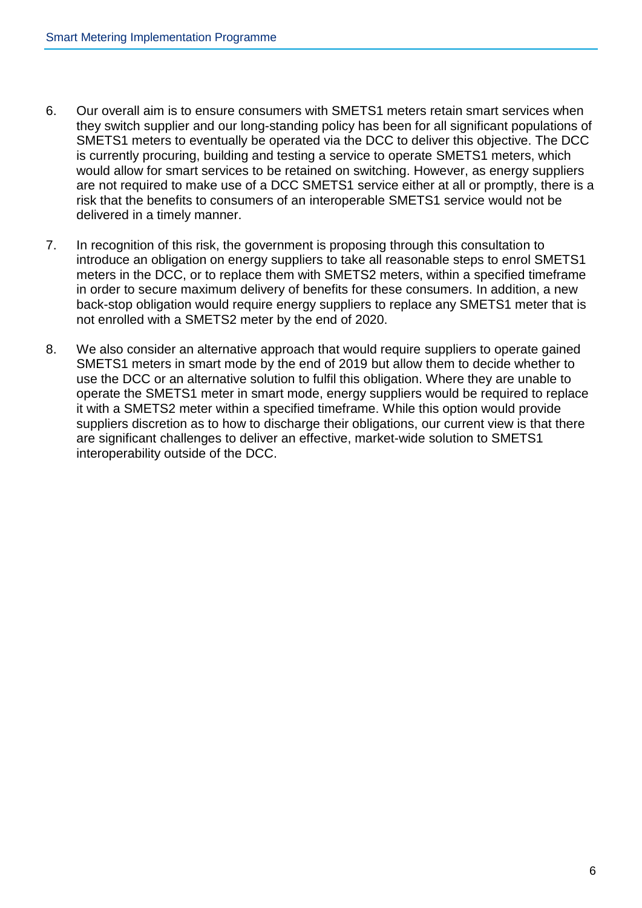6. Our overall aim is to ensure consumers with SMETS1 meters retain smart services when they switch supplier and our long-standing policy has been for all significant populations of SMETS1 meters to eventually be operated via the DCC to deliver this objective. The DCC is currently procuring, building and testing a service to operate SMETS1 meters, which would allow for smart services to be retained on switching. However, as energy suppliers are not required to make use of a DCC SMETS1 service either at all or promptly, there is a risk that the benefits to consumers of an interoperable SMETS1 service would not be delivered in a timely manner.

7. In recognition of this risk, the government is proposing through this consultation to introduce an obligation on energy suppliers to take all reasonable steps to enrol SMETS1 meters in the DCC, or to replace them with SMETS2 meters, within a specified timeframe in order to secure maximum delivery of benefits for these consumers. In addition, a new back-stop obligation would require energy suppliers to replace any SMETS1 meter that is not enrolled with a SMETS2 meter by the end of 2020.

8. We also consider an alternative approach that would require suppliers to operate gained SMETS1 meters in smart mode by the end of 2019 but allow them to decide whether to use the DCC or an alternative solution to fulfil this obligation. Where they are unable to operate the SMETS1 meter in smart mode, energy suppliers would be required to replace it with a SMETS2 meter within a specified timeframe. While this option would provide suppliers discretion as to how to discharge their obligations, our current view is that there are significant challenges to deliver an effective, market-wide solution to SMETS1 interoperability outside of the DCC.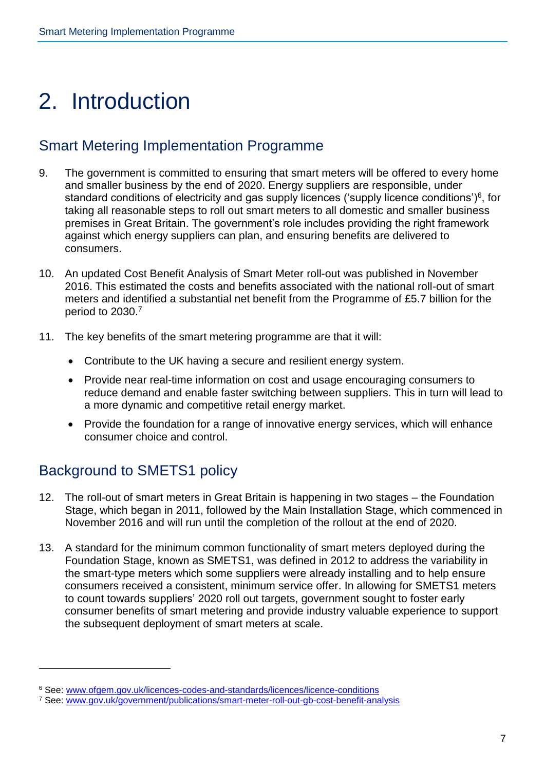# 2. Introduction

## Smart Metering Implementation Programme

9. The government is committed to ensuring that smart meters will be offered to every home and smaller business by the end of 2020. Energy suppliers are responsible, under standard conditions of electricity and gas supply licences ('supply licence conditions')[6], for taking all reasonable steps to roll out smart meters to all domestic and smaller business premises in Great Britain. The government's role includes providing the right framework against which energy suppliers can plan, and ensuring benefits are delivered to consumers.

10. An updated Cost Benefit Analysis of Smart Meter roll-out was published in November 2016. This estimated the costs and benefits associated with the national roll-out of smart meters and identified a substantial net benefit from the Programme of £5.7 billion for the period to 2030.[7]

11. The key benefits of the smart metering programme are that it will:

    - Contribute to the UK having a secure and resilient energy system.
    - Provide near real-time information on cost and usage encouraging consumers to reduce demand and enable faster switching between suppliers. This in turn will lead to a more dynamic and competitive retail energy market.
    - Provide the foundation for a range of innovative energy services, which will enhance consumer choice and control.

## Background to SMETS1 policy

12. The roll-out of smart meters in Great Britain is happening in two stages – the Foundation Stage, which began in 2011, followed by the Main Installation Stage, which commenced in November 2016 and will run until the completion of the rollout at the end of 2020.

13. A standard for the minimum common functionality of smart meters deployed during the Foundation Stage, known as SMETS1, was defined in 2012 to address the variability in the smart-type meters which some suppliers were already installing and to help ensure consumers received a consistent, minimum service offer. In allowing for SMETS1 meters to count towards suppliers' 2020 roll out targets, government sought to foster early consumer benefits of smart metering and provide industry valuable experience to support the subsequent deployment of smart meters at scale.

---

[6] See: www.ofgem.gov.uk/licences-codes-and-standards/licences/licence-conditions

[7] See: www.gov.uk/government/publications/smart-meter-roll-out-gb-cost-benefit-analysis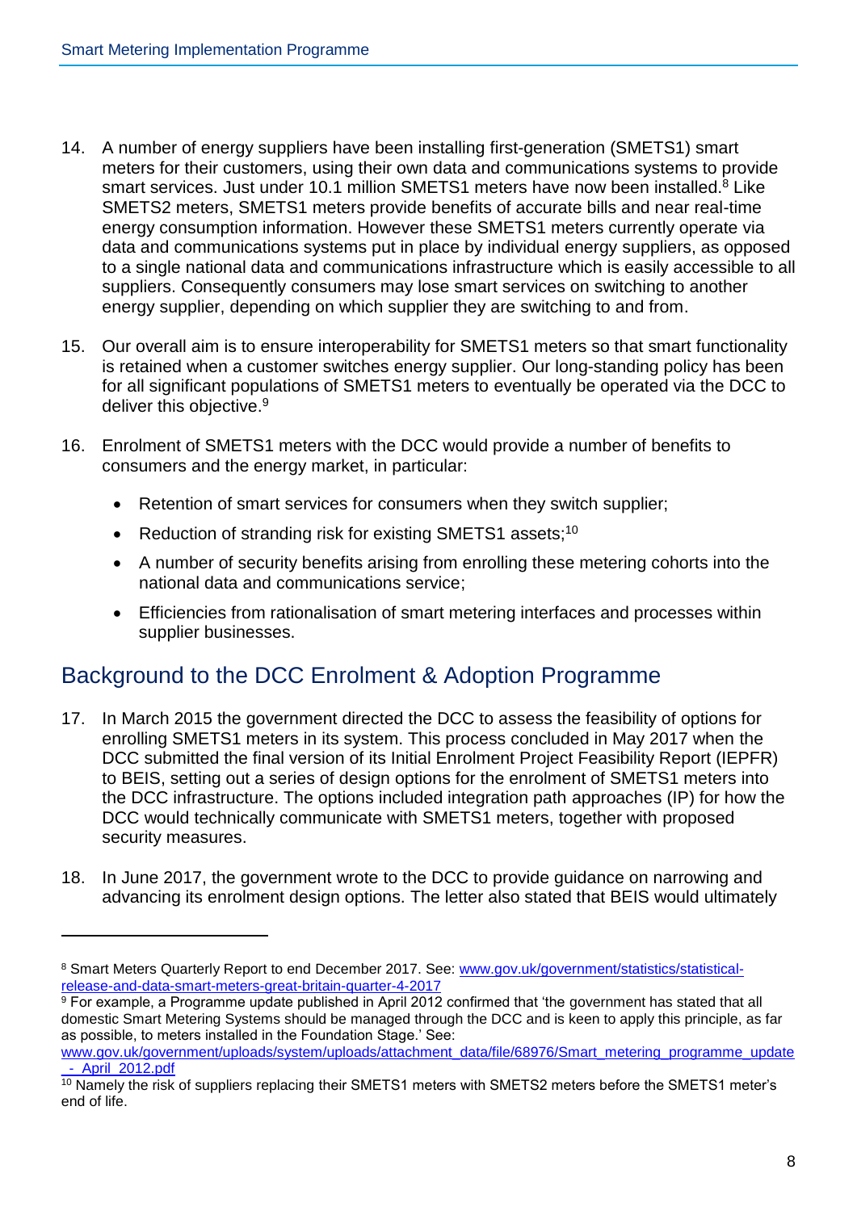14. A number of energy suppliers have been installing first-generation (SMETS1) smart meters for their customers, using their own data and communications systems to provide smart services. Just under 10.1 million SMETS1 meters have now been installed.[8] Like SMETS2 meters, SMETS1 meters provide benefits of accurate bills and near real-time energy consumption information. However these SMETS1 meters currently operate via data and communications systems put in place by individual energy suppliers, as opposed to a single national data and communications infrastructure which is easily accessible to all suppliers. Consequently consumers may lose smart services on switching to another energy supplier, depending on which supplier they are switching to and from.

15. Our overall aim is to ensure interoperability for SMETS1 meters so that smart functionality is retained when a customer switches energy supplier. Our long-standing policy has been for all significant populations of SMETS1 meters to eventually be operated via the DCC to deliver this objective.[9]

16. Enrolment of SMETS1 meters with the DCC would provide a number of benefits to consumers and the energy market, in particular:

    - Retention of smart services for consumers when they switch supplier;
    - Reduction of stranding risk for existing SMETS1 assets;[10]
    - A number of security benefits arising from enrolling these metering cohorts into the national data and communications service;
    - Efficiencies from rationalisation of smart metering interfaces and processes within supplier businesses.

## Background to the DCC Enrolment & Adoption Programme

17. In March 2015 the government directed the DCC to assess the feasibility of options for enrolling SMETS1 meters in its system. This process concluded in May 2017 when the DCC submitted the final version of its Initial Enrolment Project Feasibility Report (IEPFR) to BEIS, setting out a series of design options for the enrolment of SMETS1 meters into the DCC infrastructure. The options included integration path approaches (IP) for how the DCC would technically communicate with SMETS1 meters, together with proposed security measures.

18. In June 2017, the government wrote to the DCC to provide guidance on narrowing and advancing its enrolment design options. The letter also stated that BEIS would ultimately

---

[8] Smart Meters Quarterly Report to end December 2017. See: www.gov.uk/government/statistics/statistical-release-and-data-smart-meters-great-britain-quarter-4-2017

[9] For example, a Programme update published in April 2012 confirmed that 'the government has stated that all domestic Smart Metering Systems should be managed through the DCC and is keen to apply this principle, as far as possible, to meters installed in the Foundation Stage.' See: www.gov.uk/government/uploads/system/uploads/attachment_data/file/68976/Smart_metering_programme_update_-_April_2012.pdf

[10] Namely the risk of suppliers replacing their SMETS1 meters with SMETS2 meters before the SMETS1 meter's end of life.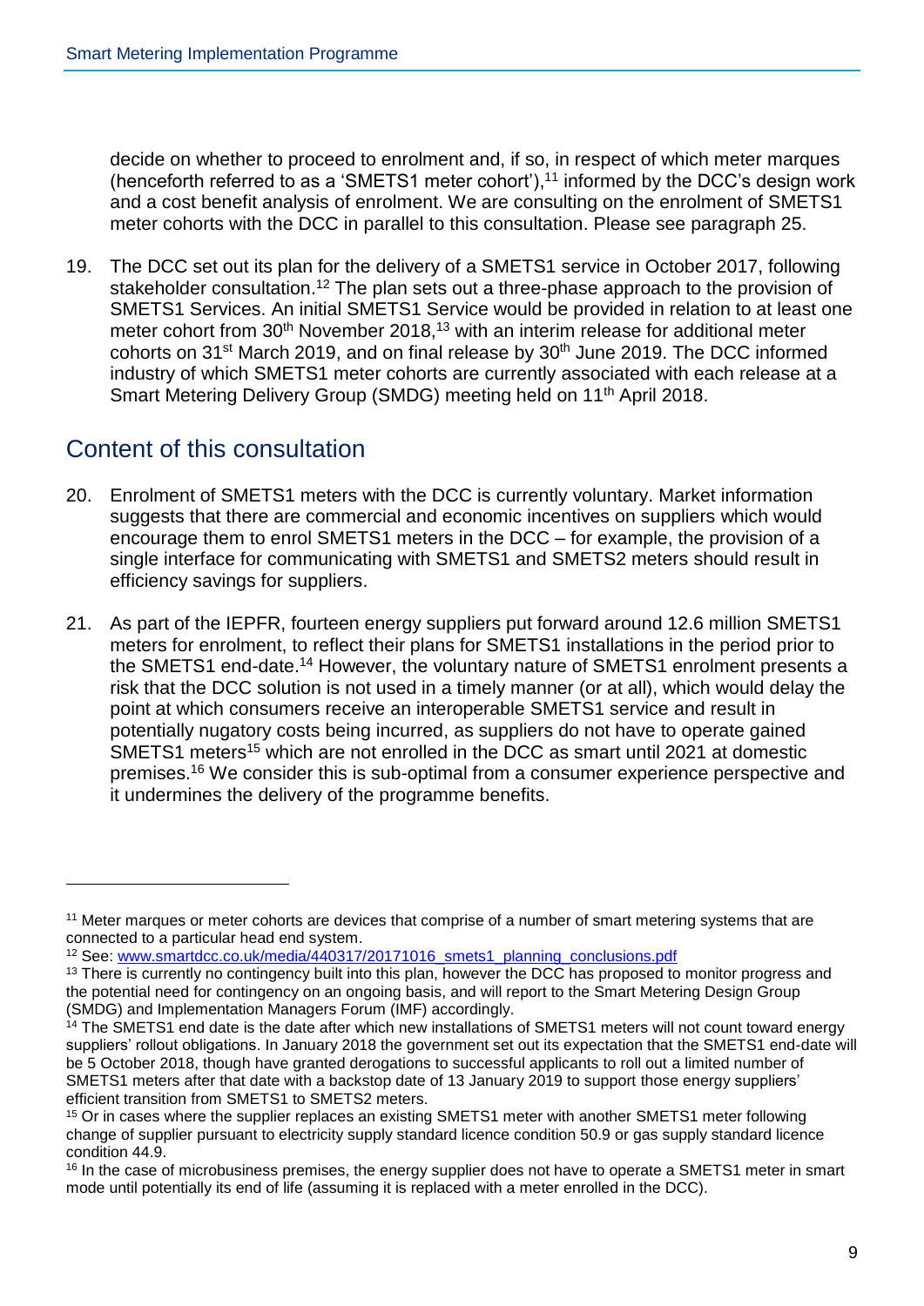decide on whether to proceed to enrolment and, if so, in respect of which meter marques (henceforth referred to as a 'SMETS1 meter cohort'),[11] informed by the DCC's design work and a cost benefit analysis of enrolment. We are consulting on the enrolment of SMETS1 meter cohorts with the DCC in parallel to this consultation. Please see paragraph 25.

19. The DCC set out its plan for the delivery of a SMETS1 service in October 2017, following stakeholder consultation.[12] The plan sets out a three-phase approach to the provision of SMETS1 Services. An initial SMETS1 Service would be provided in relation to at least one meter cohort from 30th November 2018,[13] with an interim release for additional meter cohorts on 31st March 2019, and on final release by 30th June 2019. The DCC informed industry of which SMETS1 meter cohorts are currently associated with each release at a Smart Metering Delivery Group (SMDG) meeting held on 11th April 2018.

## Content of this consultation

20. Enrolment of SMETS1 meters with the DCC is currently voluntary. Market information suggests that there are commercial and economic incentives on suppliers which would encourage them to enrol SMETS1 meters in the DCC – for example, the provision of a single interface for communicating with SMETS1 and SMETS2 meters should result in efficiency savings for suppliers.

21. As part of the IEPFR, fourteen energy suppliers put forward around 12.6 million SMETS1 meters for enrolment, to reflect their plans for SMETS1 installations in the period prior to the SMETS1 end-date.[14] However, the voluntary nature of SMETS1 enrolment presents a risk that the DCC solution is not used in a timely manner (or at all), which would delay the point at which consumers receive an interoperable SMETS1 service and result in potentially nugatory costs being incurred, as suppliers do not have to operate gained SMETS1 meters[15] which are not enrolled in the DCC as smart until 2021 at domestic premises.[16] We consider this is sub-optimal from a consumer experience perspective and it undermines the delivery of the programme benefits.

---

[11] Meter marques or meter cohorts are devices that comprise of a number of smart metering systems that are connected to a particular head end system.

[12] See: www.smartdcc.co.uk/media/440317/20171016_smets1_planning_conclusions.pdf

[13] There is currently no contingency built into this plan, however the DCC has proposed to monitor progress and the potential need for contingency on an ongoing basis, and will report to the Smart Metering Design Group (SMDG) and Implementation Managers Forum (IMF) accordingly.

[14] The SMETS1 end date is the date after which new installations of SMETS1 meters will not count toward energy suppliers' rollout obligations. In January 2018 the government set out its expectation that the SMETS1 end-date will be 5 October 2018, though have granted derogations to successful applicants to roll out a limited number of SMETS1 meters after that date with a backstop date of 13 January 2019 to support those energy suppliers' efficient transition from SMETS1 to SMETS2 meters.

[15] Or in cases where the supplier replaces an existing SMETS1 meter with another SMETS1 meter following change of supplier pursuant to electricity supply standard licence condition 50.9 or gas supply standard licence condition 44.9.

[16] In the case of microbusiness premises, the energy supplier does not have to operate a SMETS1 meter in smart mode until potentially its end of life (assuming it is replaced with a meter enrolled in the DCC).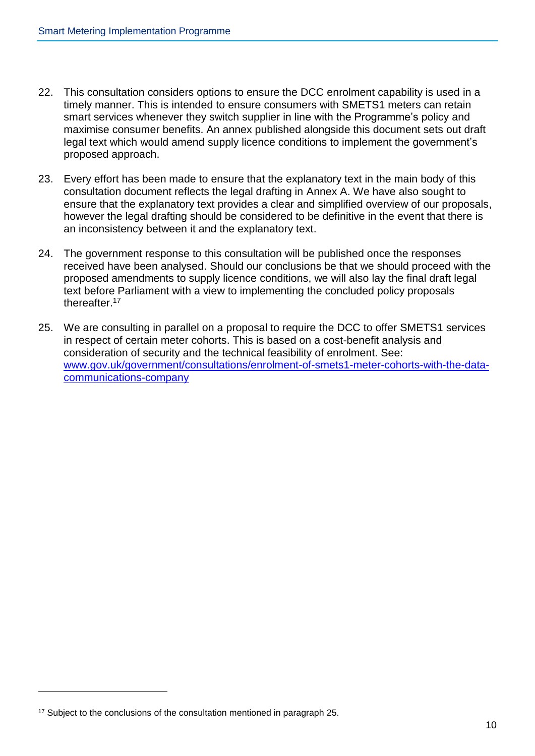22. This consultation considers options to ensure the DCC enrolment capability is used in a timely manner. This is intended to ensure consumers with SMETS1 meters can retain smart services whenever they switch supplier in line with the Programme's policy and maximise consumer benefits. An annex published alongside this document sets out draft legal text which would amend supply licence conditions to implement the government's proposed approach.

23. Every effort has been made to ensure that the explanatory text in the main body of this consultation document reflects the legal drafting in Annex A. We have also sought to ensure that the explanatory text provides a clear and simplified overview of our proposals, however the legal drafting should be considered to be definitive in the event that there is an inconsistency between it and the explanatory text.

24. The government response to this consultation will be published once the responses received have been analysed. Should our conclusions be that we should proceed with the proposed amendments to supply licence conditions, we will also lay the final draft legal text before Parliament with a view to implementing the concluded policy proposals thereafter.[17]

25. We are consulting in parallel on a proposal to require the DCC to offer SMETS1 services in respect of certain meter cohorts. This is based on a cost-benefit analysis and consideration of security and the technical feasibility of enrolment. See: [www.gov.uk/government/consultations/enrolment-of-smets1-meter-cohorts-with-the-data-communications-company](http://www.gov.uk/government/consultations/enrolment-of-smets1-meter-cohorts-with-the-data-communications-company)

---

[17] Subject to the conclusions of the consultation mentioned in paragraph 25.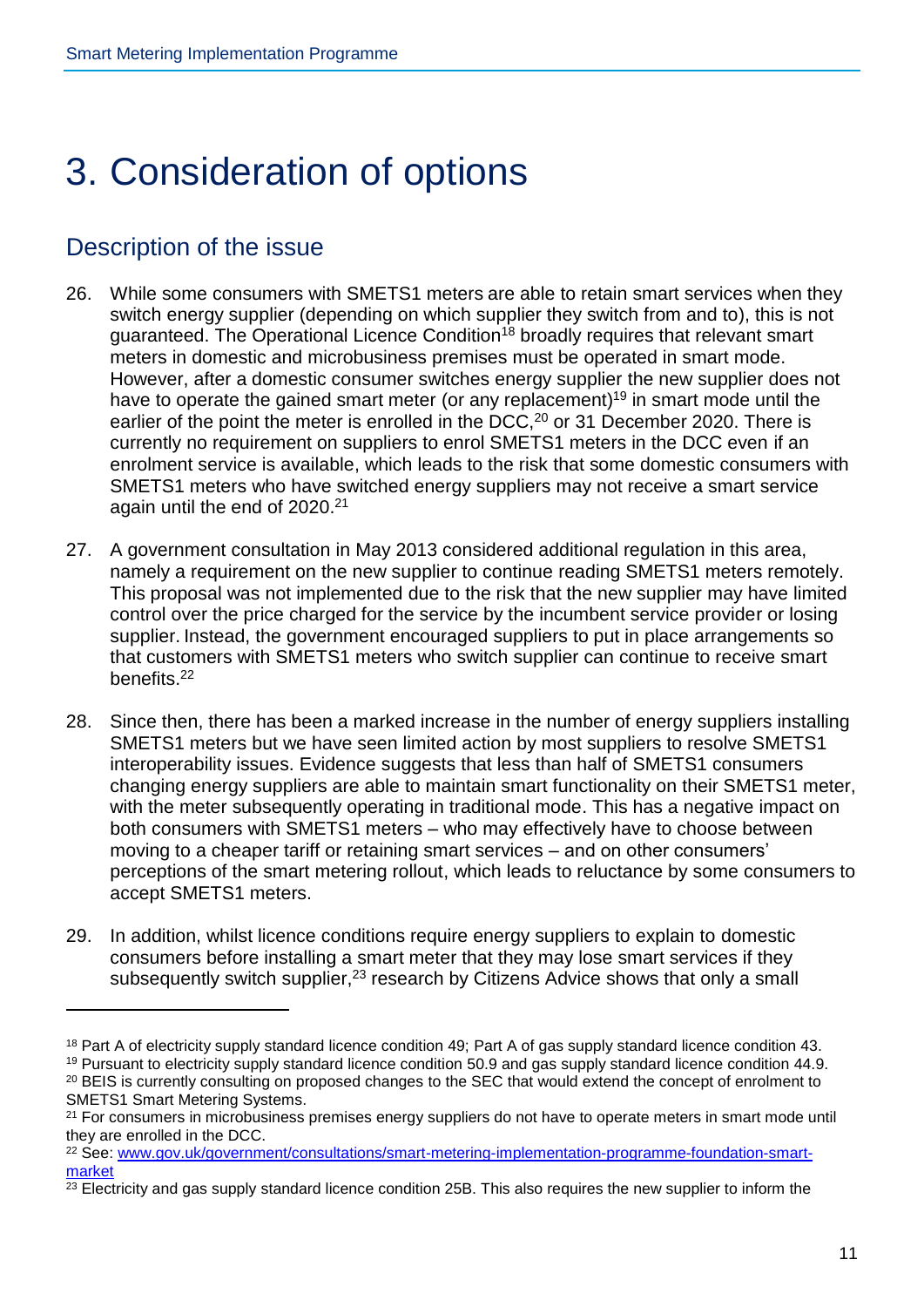# 3. Consideration of options

## Description of the issue

26. While some consumers with SMETS1 meters are able to retain smart services when they switch energy supplier (depending on which supplier they switch from and to), this is not guaranteed. The Operational Licence Condition[18] broadly requires that relevant smart meters in domestic and microbusiness premises must be operated in smart mode. However, after a domestic consumer switches energy supplier the new supplier does not have to operate the gained smart meter (or any replacement)[19] in smart mode until the earlier of the point the meter is enrolled in the DCC,[20] or 31 December 2020. There is currently no requirement on suppliers to enrol SMETS1 meters in the DCC even if an enrolment service is available, which leads to the risk that some domestic consumers with SMETS1 meters who have switched energy suppliers may not receive a smart service again until the end of 2020.[21]

27. A government consultation in May 2013 considered additional regulation in this area, namely a requirement on the new supplier to continue reading SMETS1 meters remotely. This proposal was not implemented due to the risk that the new supplier may have limited control over the price charged for the service by the incumbent service provider or losing supplier. Instead, the government encouraged suppliers to put in place arrangements so that customers with SMETS1 meters who switch supplier can continue to receive smart benefits.[22]

28. Since then, there has been a marked increase in the number of energy suppliers installing SMETS1 meters but we have seen limited action by most suppliers to resolve SMETS1 interoperability issues. Evidence suggests that less than half of SMETS1 consumers changing energy suppliers are able to maintain smart functionality on their SMETS1 meter, with the meter subsequently operating in traditional mode. This has a negative impact on both consumers with SMETS1 meters – who may effectively have to choose between moving to a cheaper tariff or retaining smart services – and on other consumers' perceptions of the smart metering rollout, which leads to reluctance by some consumers to accept SMETS1 meters.

29. In addition, whilst licence conditions require energy suppliers to explain to domestic consumers before installing a smart meter that they may lose smart services if they subsequently switch supplier,[23] research by Citizens Advice shows that only a small

---

[18] Part A of electricity supply standard licence condition 49; Part A of gas supply standard licence condition 43.

[19] Pursuant to electricity supply standard licence condition 50.9 and gas supply standard licence condition 44.9.

[20] BEIS is currently consulting on proposed changes to the SEC that would extend the concept of enrolment to SMETS1 Smart Metering Systems.

[21] For consumers in microbusiness premises energy suppliers do not have to operate meters in smart mode until they are enrolled in the DCC.

[22] See: [www.gov.uk/government/consultations/smart-metering-implementation-programme-foundation-smart-market](www.gov.uk/government/consultations/smart-metering-implementation-programme-foundation-smart-market)

[23] Electricity and gas supply standard licence condition 25B. This also requires the new supplier to inform the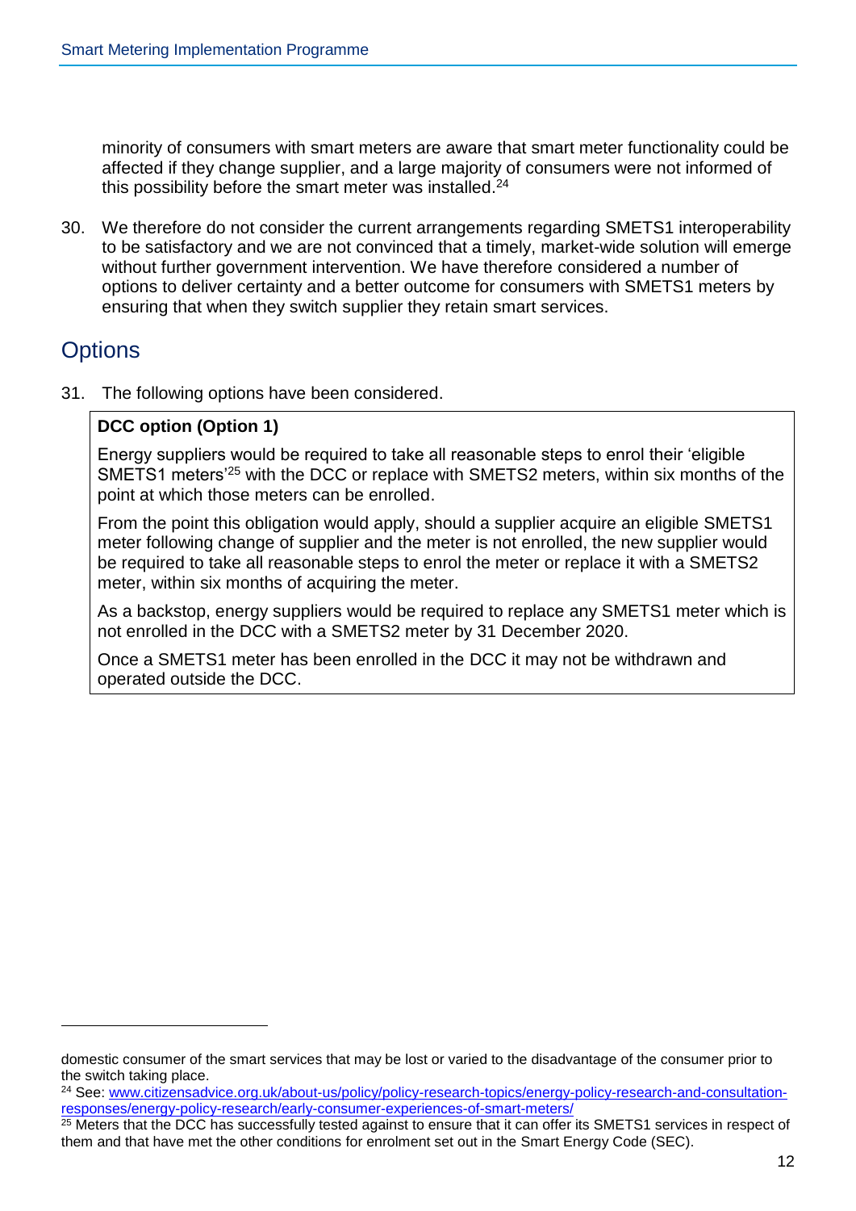minority of consumers with smart meters are aware that smart meter functionality could be affected if they change supplier, and a large majority of consumers were not informed of this possibility before the smart meter was installed.[24]

30. We therefore do not consider the current arrangements regarding SMETS1 interoperability to be satisfactory and we are not convinced that a timely, market-wide solution will emerge without further government intervention. We have therefore considered a number of options to deliver certainty and a better outcome for consumers with SMETS1 meters by ensuring that when they switch supplier they retain smart services.

## Options

31. The following options have been considered.

> **DCC option (Option 1)**
>
> Energy suppliers would be required to take all reasonable steps to enrol their 'eligible SMETS1 meters'[25] with the DCC or replace with SMETS2 meters, within six months of the point at which those meters can be enrolled.
>
> From the point this obligation would apply, should a supplier acquire an eligible SMETS1 meter following change of supplier and the meter is not enrolled, the new supplier would be required to take all reasonable steps to enrol the meter or replace it with a SMETS2 meter, within six months of acquiring the meter.
>
> As a backstop, energy suppliers would be required to replace any SMETS1 meter which is not enrolled in the DCC with a SMETS2 meter by 31 December 2020.
>
> Once a SMETS1 meter has been enrolled in the DCC it may not be withdrawn and operated outside the DCC.

---

domestic consumer of the smart services that may be lost or varied to the disadvantage of the consumer prior to the switch taking place.

[24] See: [www.citizensadvice.org.uk/about-us/policy/policy-research-topics/energy-policy-research-and-consultation-responses/energy-policy-research/early-consumer-experiences-of-smart-meters/](http://www.citizensadvice.org.uk/about-us/policy/policy-research-topics/energy-policy-research-and-consultation-responses/energy-policy-research/early-consumer-experiences-of-smart-meters/)

[25] Meters that the DCC has successfully tested against to ensure that it can offer its SMETS1 services in respect of them and that have met the other conditions for enrolment set out in the Smart Energy Code (SEC).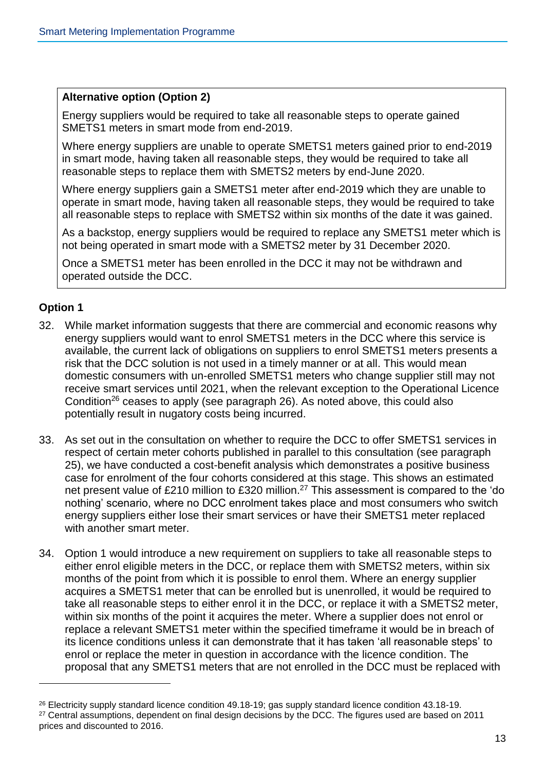**Alternative option (Option 2)**

Energy suppliers would be required to take all reasonable steps to operate gained SMETS1 meters in smart mode from end-2019.

Where energy suppliers are unable to operate SMETS1 meters gained prior to end-2019 in smart mode, having taken all reasonable steps, they would be required to take all reasonable steps to replace them with SMETS2 meters by end-June 2020.

Where energy suppliers gain a SMETS1 meter after end-2019 which they are unable to operate in smart mode, having taken all reasonable steps, they would be required to take all reasonable steps to replace with SMETS2 within six months of the date it was gained.

As a backstop, energy suppliers would be required to replace any SMETS1 meter which is not being operated in smart mode with a SMETS2 meter by 31 December 2020.

Once a SMETS1 meter has been enrolled in the DCC it may not be withdrawn and operated outside the DCC.

### Option 1

32. While market information suggests that there are commercial and economic reasons why energy suppliers would want to enrol SMETS1 meters in the DCC where this service is available, the current lack of obligations on suppliers to enrol SMETS1 meters presents a risk that the DCC solution is not used in a timely manner or at all. This would mean domestic consumers with un-enrolled SMETS1 meters who change supplier still may not receive smart services until 2021, when the relevant exception to the Operational Licence Condition[26] ceases to apply (see paragraph 26). As noted above, this could also potentially result in nugatory costs being incurred.

33. As set out in the consultation on whether to require the DCC to offer SMETS1 services in respect of certain meter cohorts published in parallel to this consultation (see paragraph 25), we have conducted a cost-benefit analysis which demonstrates a positive business case for enrolment of the four cohorts considered at this stage. This shows an estimated net present value of £210 million to £320 million.[27] This assessment is compared to the 'do nothing' scenario, where no DCC enrolment takes place and most consumers who switch energy suppliers either lose their smart services or have their SMETS1 meter replaced with another smart meter.

34. Option 1 would introduce a new requirement on suppliers to take all reasonable steps to either enrol eligible meters in the DCC, or replace them with SMETS2 meters, within six months of the point from which it is possible to enrol them. Where an energy supplier acquires a SMETS1 meter that can be enrolled but is unenrolled, it would be required to take all reasonable steps to either enrol it in the DCC, or replace it with a SMETS2 meter, within six months of the point it acquires the meter. Where a supplier does not enrol or replace a relevant SMETS1 meter within the specified timeframe it would be in breach of its licence conditions unless it can demonstrate that it has taken 'all reasonable steps' to enrol or replace the meter in question in accordance with the licence condition. The proposal that any SMETS1 meters that are not enrolled in the DCC must be replaced with

[26] Electricity supply standard licence condition 49.18-19; gas supply standard licence condition 43.18-19.

[27] Central assumptions, dependent on final design decisions by the DCC. The figures used are based on 2011 prices and discounted to 2016.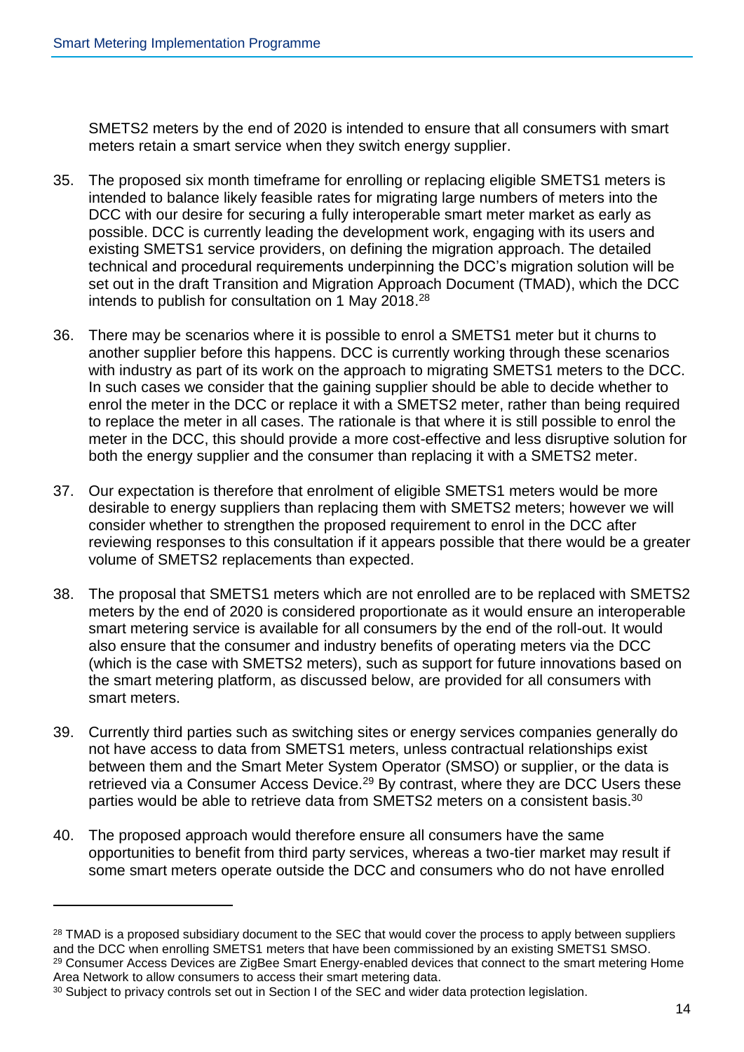SMETS2 meters by the end of 2020 is intended to ensure that all consumers with smart meters retain a smart service when they switch energy supplier.

35. The proposed six month timeframe for enrolling or replacing eligible SMETS1 meters is intended to balance likely feasible rates for migrating large numbers of meters into the DCC with our desire for securing a fully interoperable smart meter market as early as possible. DCC is currently leading the development work, engaging with its users and existing SMETS1 service providers, on defining the migration approach. The detailed technical and procedural requirements underpinning the DCC's migration solution will be set out in the draft Transition and Migration Approach Document (TMAD), which the DCC intends to publish for consultation on 1 May 2018.[28]

36. There may be scenarios where it is possible to enrol a SMETS1 meter but it churns to another supplier before this happens. DCC is currently working through these scenarios with industry as part of its work on the approach to migrating SMETS1 meters to the DCC. In such cases we consider that the gaining supplier should be able to decide whether to enrol the meter in the DCC or replace it with a SMETS2 meter, rather than being required to replace the meter in all cases. The rationale is that where it is still possible to enrol the meter in the DCC, this should provide a more cost-effective and less disruptive solution for both the energy supplier and the consumer than replacing it with a SMETS2 meter.

37. Our expectation is therefore that enrolment of eligible SMETS1 meters would be more desirable to energy suppliers than replacing them with SMETS2 meters; however we will consider whether to strengthen the proposed requirement to enrol in the DCC after reviewing responses to this consultation if it appears possible that there would be a greater volume of SMETS2 replacements than expected.

38. The proposal that SMETS1 meters which are not enrolled are to be replaced with SMETS2 meters by the end of 2020 is considered proportionate as it would ensure an interoperable smart metering service is available for all consumers by the end of the roll-out. It would also ensure that the consumer and industry benefits of operating meters via the DCC (which is the case with SMETS2 meters), such as support for future innovations based on the smart metering platform, as discussed below, are provided for all consumers with smart meters.

39. Currently third parties such as switching sites or energy services companies generally do not have access to data from SMETS1 meters, unless contractual relationships exist between them and the Smart Meter System Operator (SMSO) or supplier, or the data is retrieved via a Consumer Access Device.[29] By contrast, where they are DCC Users these parties would be able to retrieve data from SMETS2 meters on a consistent basis.[30]

40. The proposed approach would therefore ensure all consumers have the same opportunities to benefit from third party services, whereas a two-tier market may result if some smart meters operate outside the DCC and consumers who do not have enrolled

---

[28] TMAD is a proposed subsidiary document to the SEC that would cover the process to apply between suppliers and the DCC when enrolling SMETS1 meters that have been commissioned by an existing SMETS1 SMSO.

[29] Consumer Access Devices are ZigBee Smart Energy-enabled devices that connect to the smart metering Home Area Network to allow consumers to access their smart metering data.

[30] Subject to privacy controls set out in Section I of the SEC and wider data protection legislation.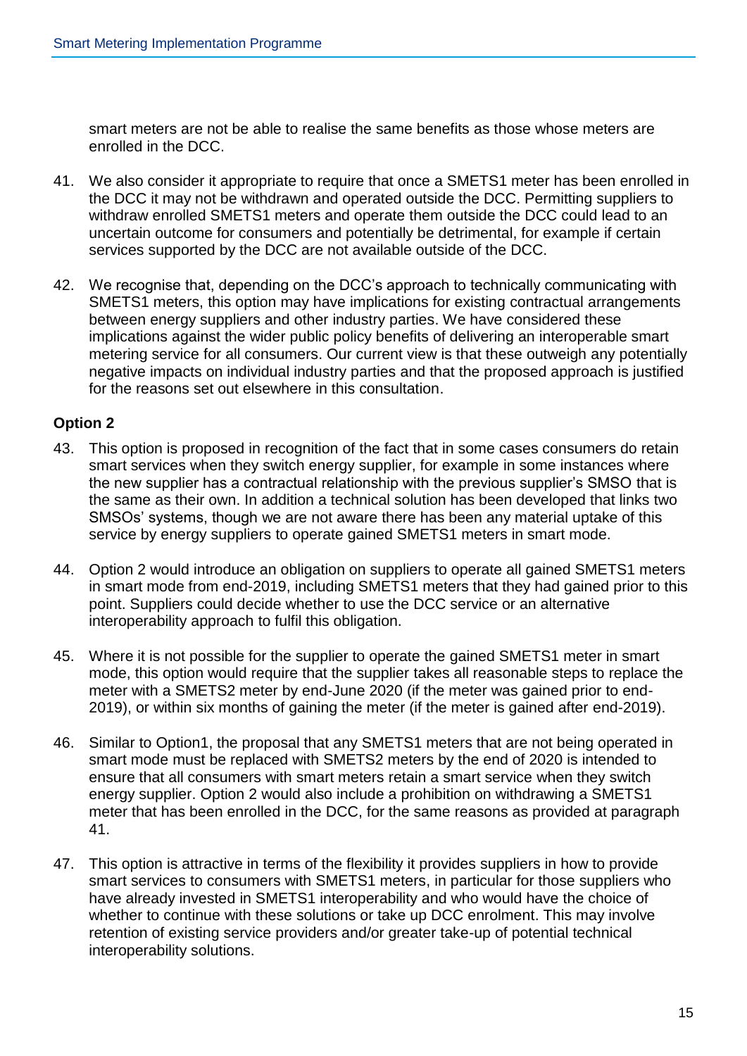smart meters are not be able to realise the same benefits as those whose meters are enrolled in the DCC.

41. We also consider it appropriate to require that once a SMETS1 meter has been enrolled in the DCC it may not be withdrawn and operated outside the DCC. Permitting suppliers to withdraw enrolled SMETS1 meters and operate them outside the DCC could lead to an uncertain outcome for consumers and potentially be detrimental, for example if certain services supported by the DCC are not available outside of the DCC.

42. We recognise that, depending on the DCC's approach to technically communicating with SMETS1 meters, this option may have implications for existing contractual arrangements between energy suppliers and other industry parties. We have considered these implications against the wider public policy benefits of delivering an interoperable smart metering service for all consumers. Our current view is that these outweigh any potentially negative impacts on individual industry parties and that the proposed approach is justified for the reasons set out elsewhere in this consultation.

**Option 2**

43. This option is proposed in recognition of the fact that in some cases consumers do retain smart services when they switch energy supplier, for example in some instances where the new supplier has a contractual relationship with the previous supplier's SMSO that is the same as their own. In addition a technical solution has been developed that links two SMSOs' systems, though we are not aware there has been any material uptake of this service by energy suppliers to operate gained SMETS1 meters in smart mode.

44. Option 2 would introduce an obligation on suppliers to operate all gained SMETS1 meters in smart mode from end-2019, including SMETS1 meters that they had gained prior to this point. Suppliers could decide whether to use the DCC service or an alternative interoperability approach to fulfil this obligation.

45. Where it is not possible for the supplier to operate the gained SMETS1 meter in smart mode, this option would require that the supplier takes all reasonable steps to replace the meter with a SMETS2 meter by end-June 2020 (if the meter was gained prior to end-2019), or within six months of gaining the meter (if the meter is gained after end-2019).

46. Similar to Option1, the proposal that any SMETS1 meters that are not being operated in smart mode must be replaced with SMETS2 meters by the end of 2020 is intended to ensure that all consumers with smart meters retain a smart service when they switch energy supplier. Option 2 would also include a prohibition on withdrawing a SMETS1 meter that has been enrolled in the DCC, for the same reasons as provided at paragraph 41.

47. This option is attractive in terms of the flexibility it provides suppliers in how to provide smart services to consumers with SMETS1 meters, in particular for those suppliers who have already invested in SMETS1 interoperability and who would have the choice of whether to continue with these solutions or take up DCC enrolment. This may involve retention of existing service providers and/or greater take-up of potential technical interoperability solutions.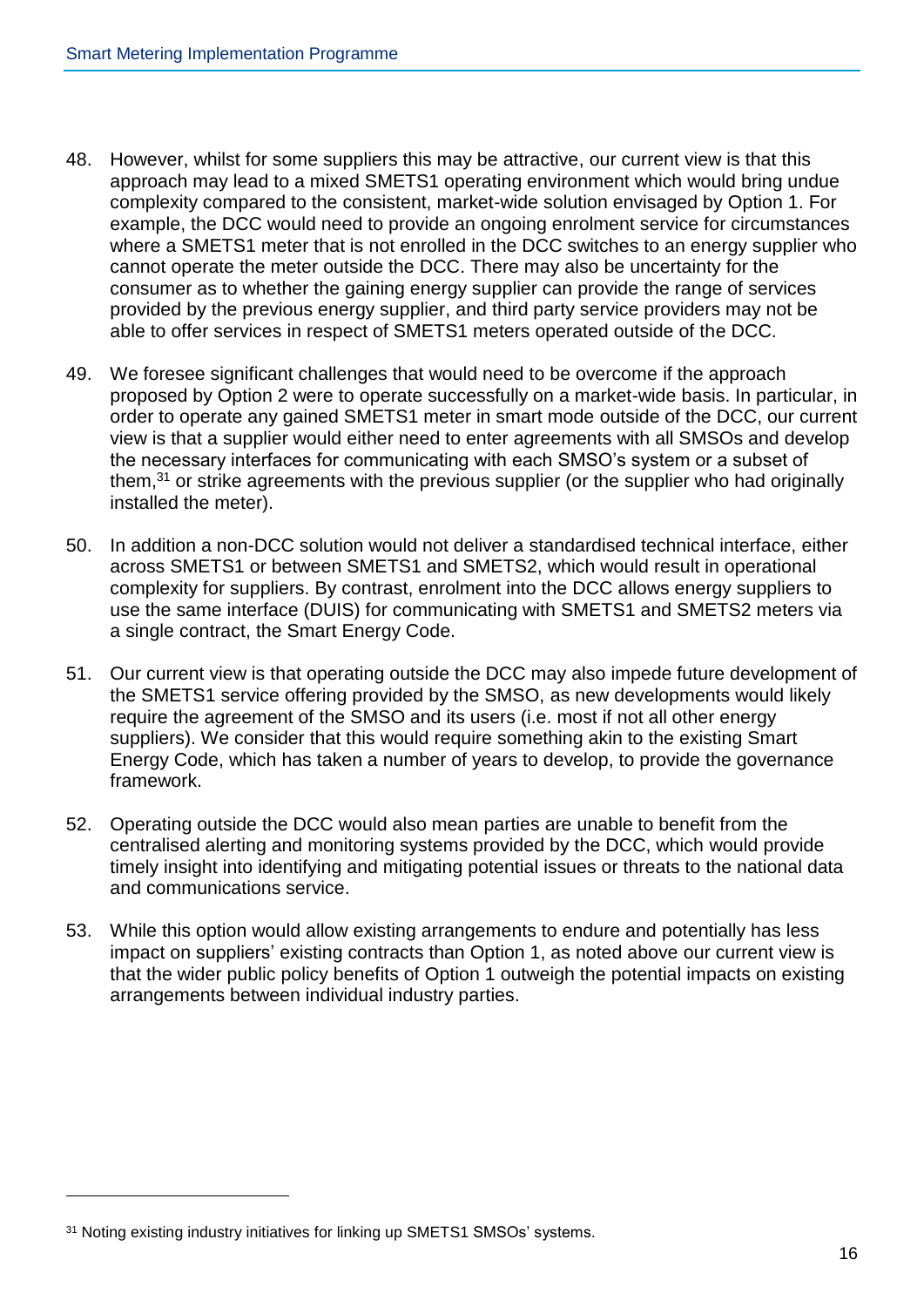48. However, whilst for some suppliers this may be attractive, our current view is that this approach may lead to a mixed SMETS1 operating environment which would bring undue complexity compared to the consistent, market-wide solution envisaged by Option 1. For example, the DCC would need to provide an ongoing enrolment service for circumstances where a SMETS1 meter that is not enrolled in the DCC switches to an energy supplier who cannot operate the meter outside the DCC. There may also be uncertainty for the consumer as to whether the gaining energy supplier can provide the range of services provided by the previous energy supplier, and third party service providers may not be able to offer services in respect of SMETS1 meters operated outside of the DCC.

49. We foresee significant challenges that would need to be overcome if the approach proposed by Option 2 were to operate successfully on a market-wide basis. In particular, in order to operate any gained SMETS1 meter in smart mode outside of the DCC, our current view is that a supplier would either need to enter agreements with all SMSOs and develop the necessary interfaces for communicating with each SMSO's system or a subset of them,[31] or strike agreements with the previous supplier (or the supplier who had originally installed the meter).

50. In addition a non-DCC solution would not deliver a standardised technical interface, either across SMETS1 or between SMETS1 and SMETS2, which would result in operational complexity for suppliers. By contrast, enrolment into the DCC allows energy suppliers to use the same interface (DUIS) for communicating with SMETS1 and SMETS2 meters via a single contract, the Smart Energy Code.

51. Our current view is that operating outside the DCC may also impede future development of the SMETS1 service offering provided by the SMSO, as new developments would likely require the agreement of the SMSO and its users (i.e. most if not all other energy suppliers). We consider that this would require something akin to the existing Smart Energy Code, which has taken a number of years to develop, to provide the governance framework.

52. Operating outside the DCC would also mean parties are unable to benefit from the centralised alerting and monitoring systems provided by the DCC, which would provide timely insight into identifying and mitigating potential issues or threats to the national data and communications service.

53. While this option would allow existing arrangements to endure and potentially has less impact on suppliers' existing contracts than Option 1, as noted above our current view is that the wider public policy benefits of Option 1 outweigh the potential impacts on existing arrangements between individual industry parties.

---

[31] Noting existing industry initiatives for linking up SMETS1 SMSOs' systems.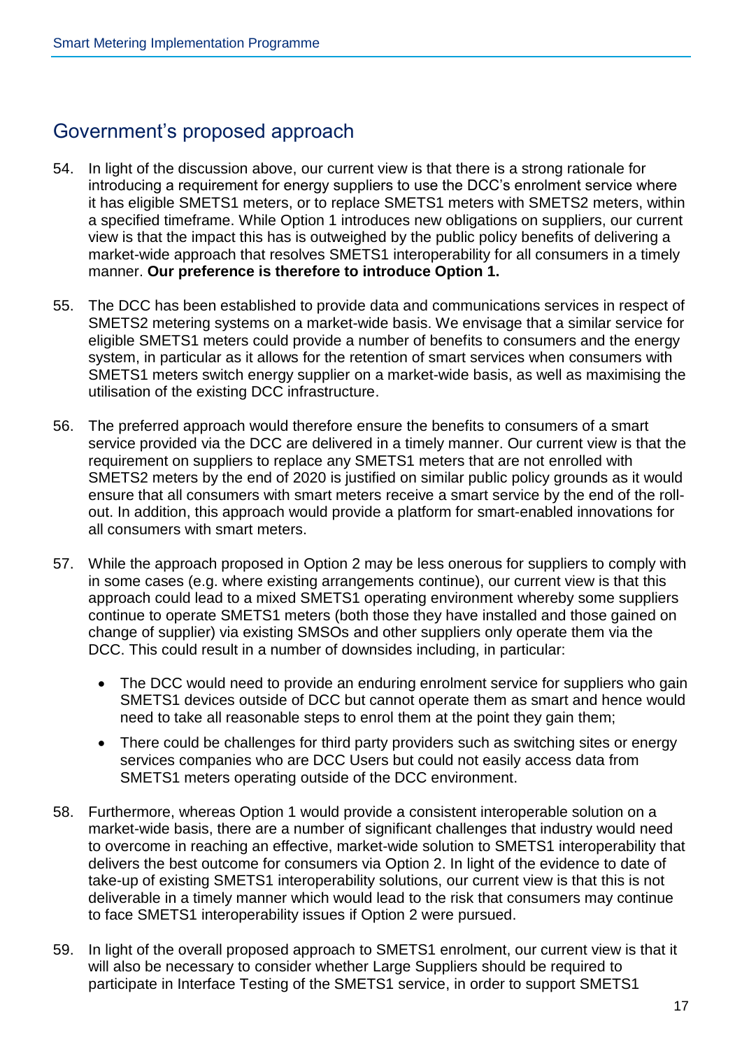## Government's proposed approach

54. In light of the discussion above, our current view is that there is a strong rationale for introducing a requirement for energy suppliers to use the DCC's enrolment service where it has eligible SMETS1 meters, or to replace SMETS1 meters with SMETS2 meters, within a specified timeframe. While Option 1 introduces new obligations on suppliers, our current view is that the impact this has is outweighed by the public policy benefits of delivering a market-wide approach that resolves SMETS1 interoperability for all consumers in a timely manner. **Our preference is therefore to introduce Option 1.**

55. The DCC has been established to provide data and communications services in respect of SMETS2 metering systems on a market-wide basis. We envisage that a similar service for eligible SMETS1 meters could provide a number of benefits to consumers and the energy system, in particular as it allows for the retention of smart services when consumers with SMETS1 meters switch energy supplier on a market-wide basis, as well as maximising the utilisation of the existing DCC infrastructure.

56. The preferred approach would therefore ensure the benefits to consumers of a smart service provided via the DCC are delivered in a timely manner. Our current view is that the requirement on suppliers to replace any SMETS1 meters that are not enrolled with SMETS2 meters by the end of 2020 is justified on similar public policy grounds as it would ensure that all consumers with smart meters receive a smart service by the end of the roll-out. In addition, this approach would provide a platform for smart-enabled innovations for all consumers with smart meters.

57. While the approach proposed in Option 2 may be less onerous for suppliers to comply with in some cases (e.g. where existing arrangements continue), our current view is that this approach could lead to a mixed SMETS1 operating environment whereby some suppliers continue to operate SMETS1 meters (both those they have installed and those gained on change of supplier) via existing SMSOs and other suppliers only operate them via the DCC. This could result in a number of downsides including, in particular:

    - The DCC would need to provide an enduring enrolment service for suppliers who gain SMETS1 devices outside of DCC but cannot operate them as smart and hence would need to take all reasonable steps to enrol them at the point they gain them;
    - There could be challenges for third party providers such as switching sites or energy services companies who are DCC Users but could not easily access data from SMETS1 meters operating outside of the DCC environment.

58. Furthermore, whereas Option 1 would provide a consistent interoperable solution on a market-wide basis, there are a number of significant challenges that industry would need to overcome in reaching an effective, market-wide solution to SMETS1 interoperability that delivers the best outcome for consumers via Option 2. In light of the evidence to date of take-up of existing SMETS1 interoperability solutions, our current view is that this is not deliverable in a timely manner which would lead to the risk that consumers may continue to face SMETS1 interoperability issues if Option 2 were pursued.

59. In light of the overall proposed approach to SMETS1 enrolment, our current view is that it will also be necessary to consider whether Large Suppliers should be required to participate in Interface Testing of the SMETS1 service, in order to support SMETS1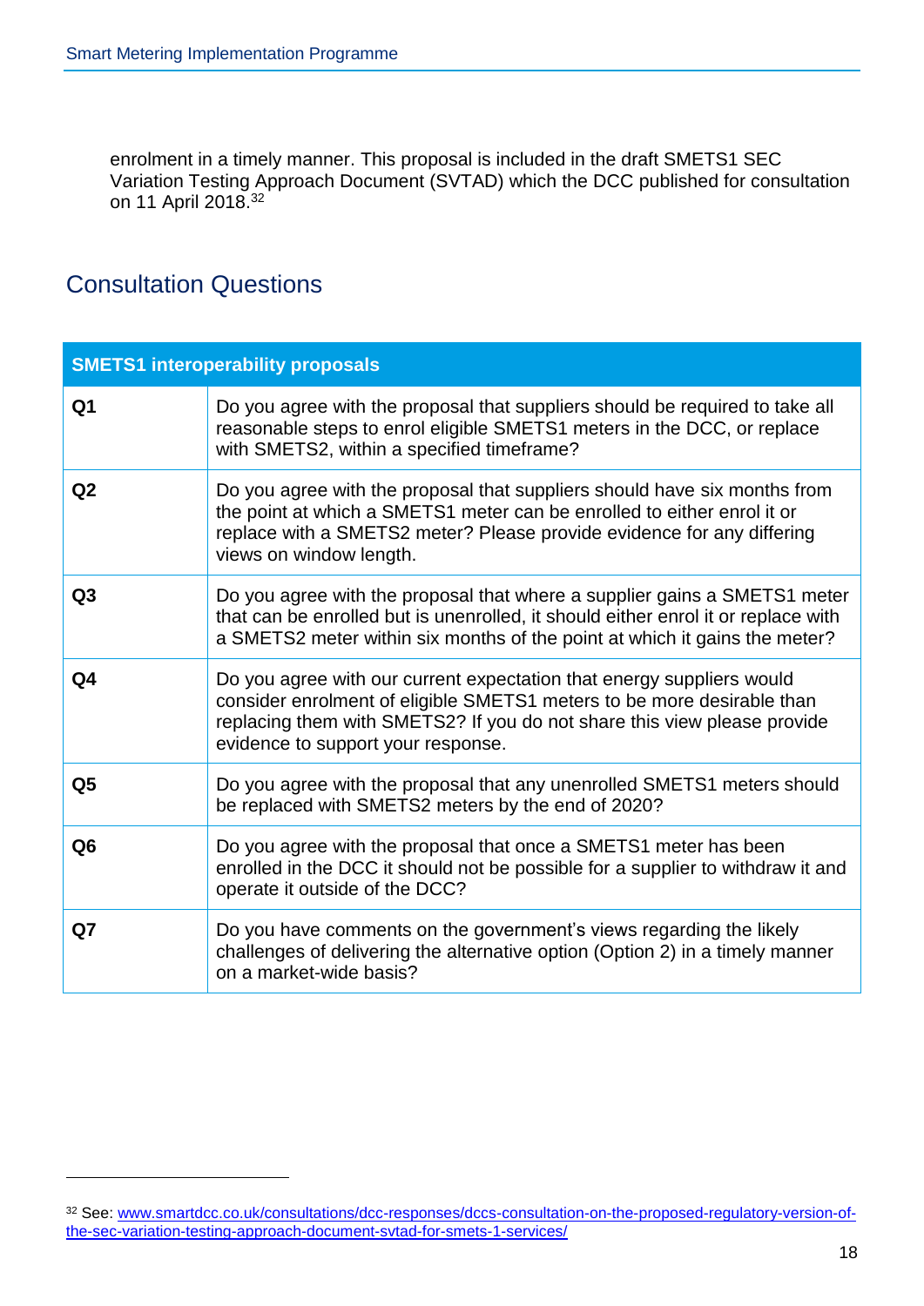enrolment in a timely manner. This proposal is included in the draft SMETS1 SEC Variation Testing Approach Document (SVTAD) which the DCC published for consultation on 11 April 2018.[32]

## Consultation Questions

| **SMETS1 interoperability proposals** | |
|---|---|
| **Q1** | Do you agree with the proposal that suppliers should be required to take all reasonable steps to enrol eligible SMETS1 meters in the DCC, or replace with SMETS2, within a specified timeframe? |
| **Q2** | Do you agree with the proposal that suppliers should have six months from the point at which a SMETS1 meter can be enrolled to either enrol it or replace with a SMETS2 meter? Please provide evidence for any differing views on window length. |
| **Q3** | Do you agree with the proposal that where a supplier gains a SMETS1 meter that can be enrolled but is unenrolled, it should either enrol it or replace with a SMETS2 meter within six months of the point at which it gains the meter? |
| **Q4** | Do you agree with our current expectation that energy suppliers would consider enrolment of eligible SMETS1 meters to be more desirable than replacing them with SMETS2? If you do not share this view please provide evidence to support your response. |
| **Q5** | Do you agree with the proposal that any unenrolled SMETS1 meters should be replaced with SMETS2 meters by the end of 2020? |
| **Q6** | Do you agree with the proposal that once a SMETS1 meter has been enrolled in the DCC it should not be possible for a supplier to withdraw it and operate it outside of the DCC? |
| **Q7** | Do you have comments on the government's views regarding the likely challenges of delivering the alternative option (Option 2) in a timely manner on a market-wide basis? |

[32] See: www.smartdcc.co.uk/consultations/dcc-responses/dccs-consultation-on-the-proposed-regulatory-version-of-the-sec-variation-testing-approach-document-svtad-for-smets-1-services/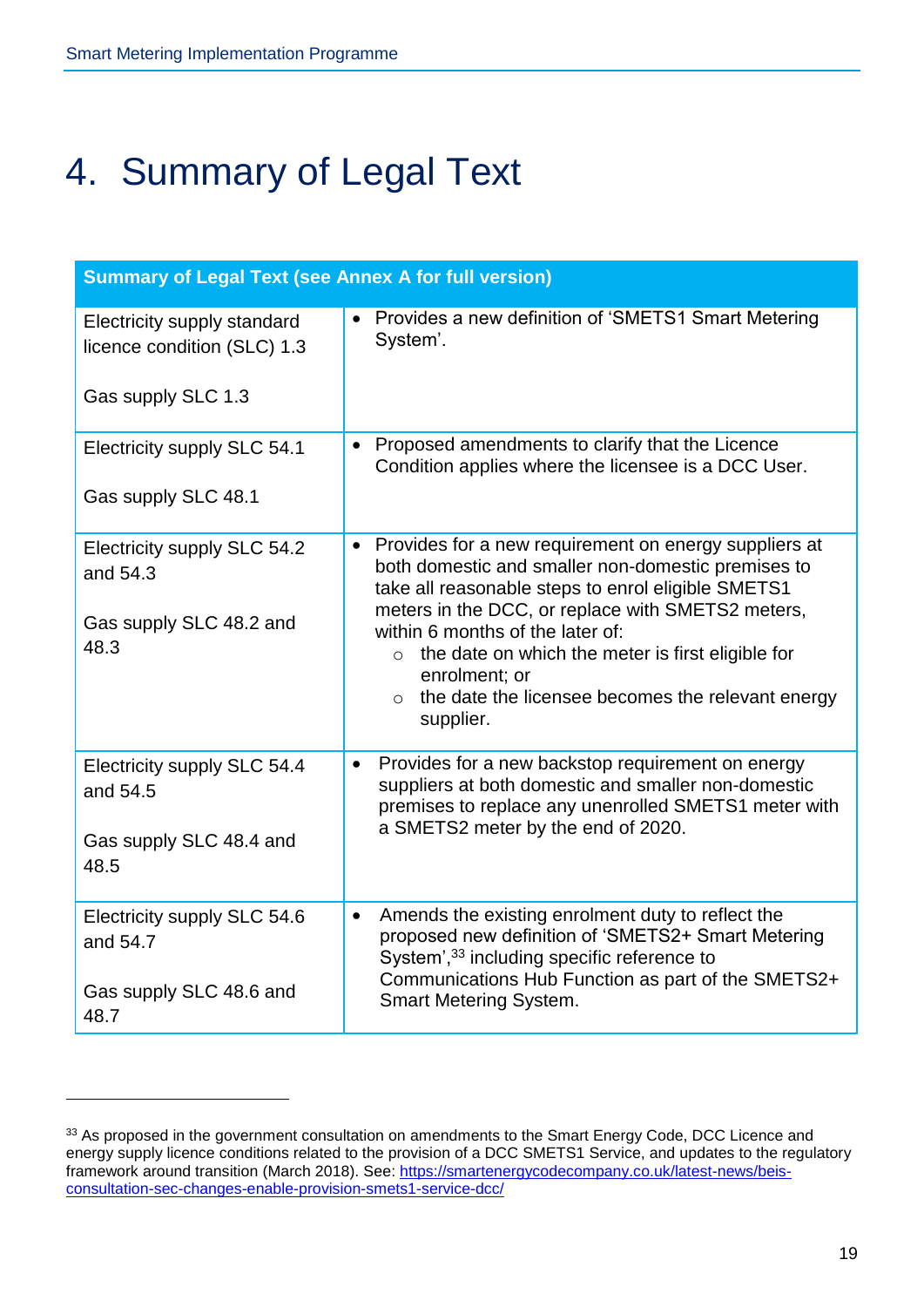# 4. Summary of Legal Text

| Summary of Legal Text (see Annex A for full version) | |
|---|---|
| Electricity supply standard licence condition (SLC) 1.3<br><br>Gas supply SLC 1.3 | • Provides a new definition of 'SMETS1 Smart Metering System'. |
| Electricity supply SLC 54.1<br><br>Gas supply SLC 48.1 | • Proposed amendments to clarify that the Licence Condition applies where the licensee is a DCC User. |
| Electricity supply SLC 54.2 and 54.3<br><br>Gas supply SLC 48.2 and 48.3 | • Provides for a new requirement on energy suppliers at both domestic and smaller non-domestic premises to take all reasonable steps to enrol eligible SMETS1 meters in the DCC, or replace with SMETS2 meters, within 6 months of the later of:<br>○ the date on which the meter is first eligible for enrolment; or<br>○ the date the licensee becomes the relevant energy supplier. |
| Electricity supply SLC 54.4 and 54.5<br><br>Gas supply SLC 48.4 and 48.5 | • Provides for a new backstop requirement on energy suppliers at both domestic and smaller non-domestic premises to replace any unenrolled SMETS1 meter with a SMETS2 meter by the end of 2020. |
| Electricity supply SLC 54.6 and 54.7<br><br>Gas supply SLC 48.6 and 48.7 | • Amends the existing enrolment duty to reflect the proposed new definition of 'SMETS2+ Smart Metering System',[33] including specific reference to Communications Hub Function as part of the SMETS2+ Smart Metering System. |

[33] As proposed in the government consultation on amendments to the Smart Energy Code, DCC Licence and energy supply licence conditions related to the provision of a DCC SMETS1 Service, and updates to the regulatory framework around transition (March 2018). See: https://smartenergycodecompany.co.uk/latest-news/beis-consultation-sec-changes-enable-provision-smets1-service-dcc/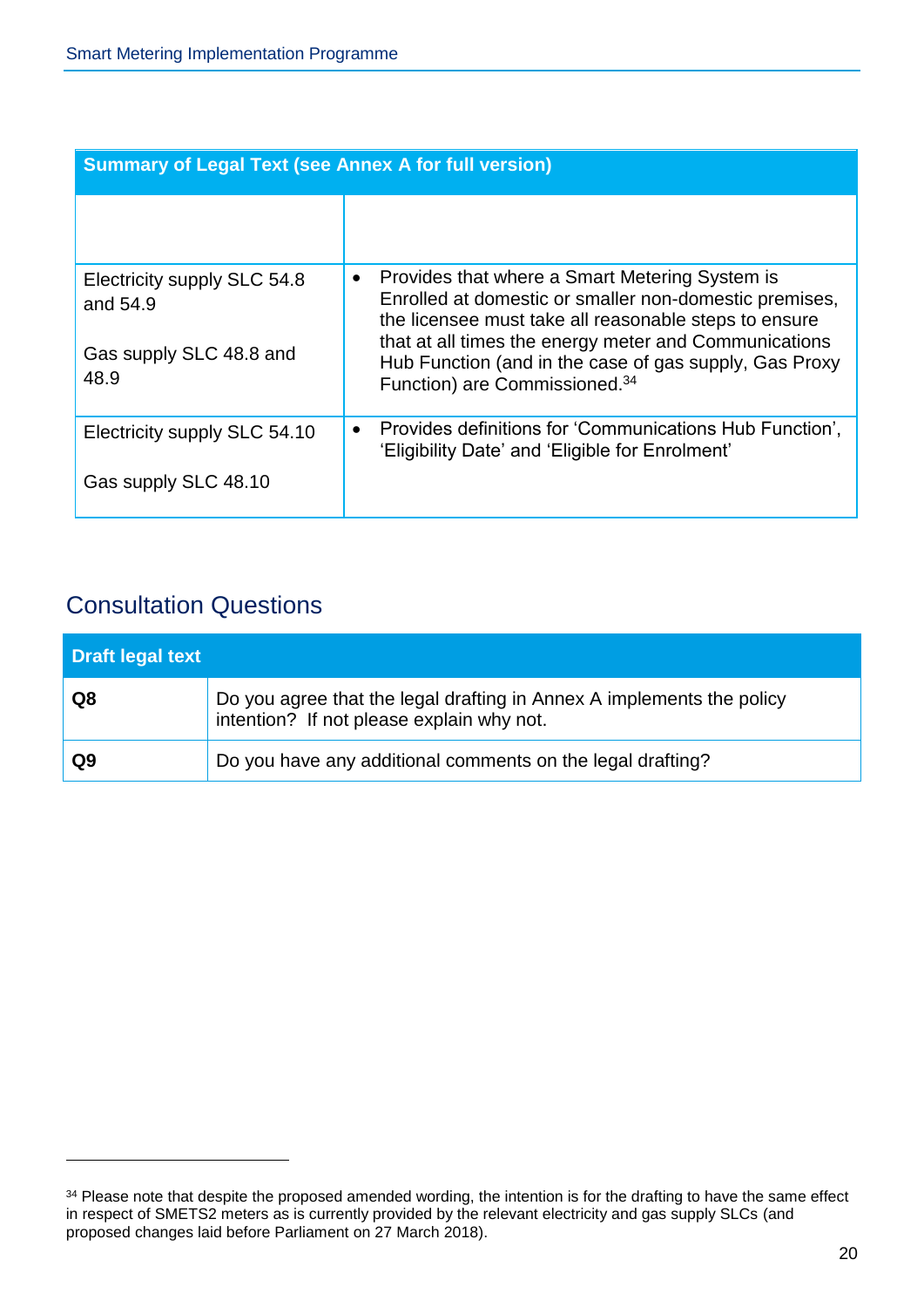| Summary of Legal Text (see Annex A for full version) | |
|---|---|
| | |
| Electricity supply SLC 54.8 and 54.9<br><br>Gas supply SLC 48.8 and 48.9 | • Provides that where a Smart Metering System is Enrolled at domestic or smaller non-domestic premises, the licensee must take all reasonable steps to ensure that at all times the energy meter and Communications Hub Function (and in the case of gas supply, Gas Proxy Function) are Commissioned.[34] |
| Electricity supply SLC 54.10<br><br>Gas supply SLC 48.10 | • Provides definitions for 'Communications Hub Function', 'Eligibility Date' and 'Eligible for Enrolment' |

## Consultation Questions

| Draft legal text | |
|---|---|
| **Q8** | Do you agree that the legal drafting in Annex A implements the policy intention? If not please explain why not. |
| **Q9** | Do you have any additional comments on the legal drafting? |

[34] Please note that despite the proposed amended wording, the intention is for the drafting to have the same effect in respect of SMETS2 meters as is currently provided by the relevant electricity and gas supply SLCs (and proposed changes laid before Parliament on 27 March 2018).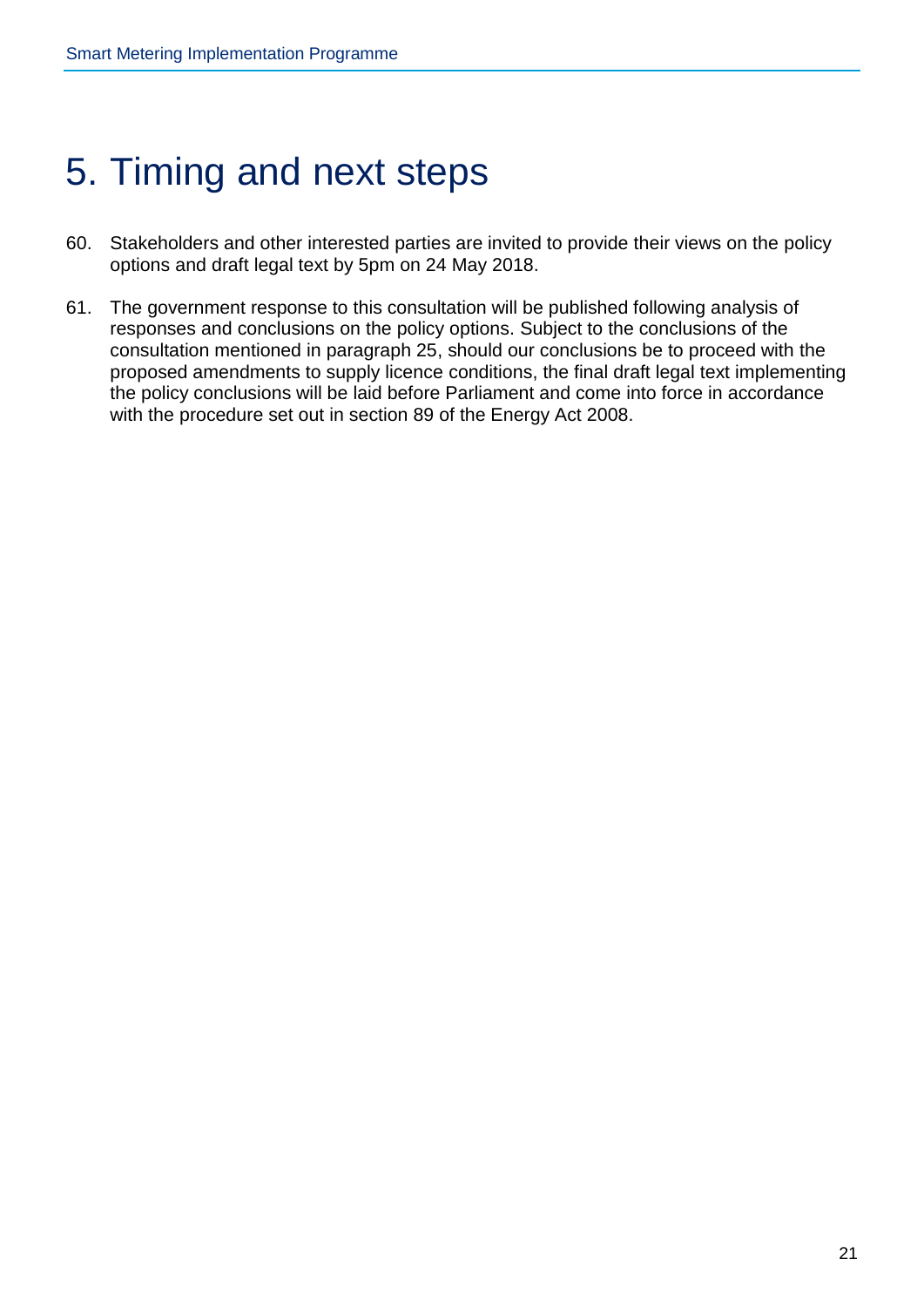# 5. Timing and next steps

60. Stakeholders and other interested parties are invited to provide their views on the policy options and draft legal text by 5pm on 24 May 2018.

61. The government response to this consultation will be published following analysis of responses and conclusions on the policy options. Subject to the conclusions of the consultation mentioned in paragraph 25, should our conclusions be to proceed with the proposed amendments to supply licence conditions, the final draft legal text implementing the policy conclusions will be laid before Parliament and come into force in accordance with the procedure set out in section 89 of the Energy Act 2008.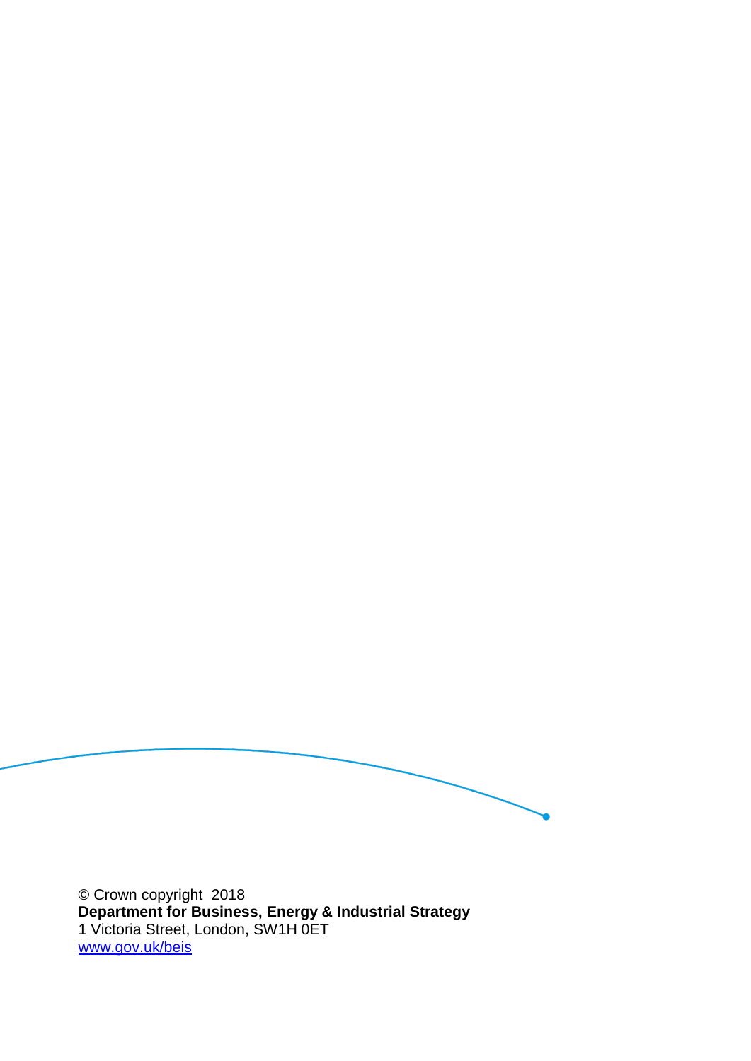© Crown copyright 2018
**Department for Business, Energy & Industrial Strategy**
1 Victoria Street, London, SW1H 0ET
[www.gov.uk/beis](http://www.gov.uk/beis)